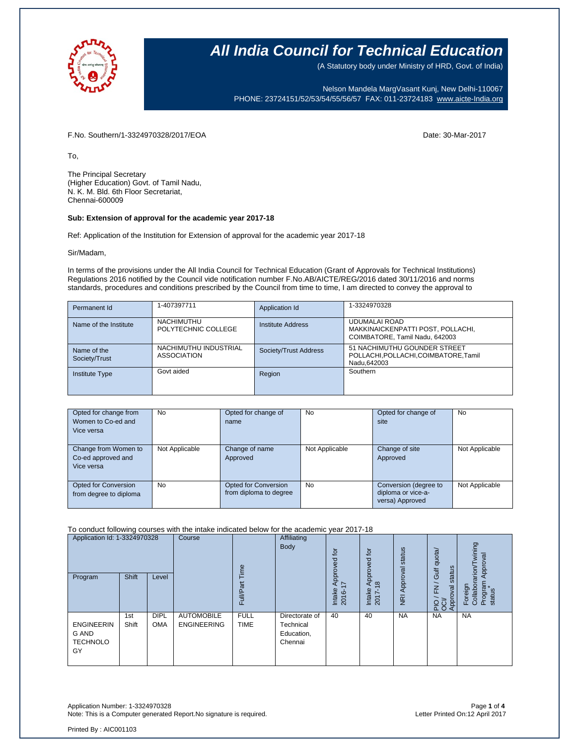# All India Council for Technical Education

(A Statutory body under Ministry of HRD, Govt. of India)

Nelson Mandela MargVasant Kunj, New Delhi-110067
PHONE: 23724151/52/53/54/55/56/57 FAX: 011-23724183 www.aicte-India.org

F.No. Southern/1-3324970328/2017/EOA

Date: 30-Mar-2017

To,

The Principal Secretary
(Higher Education) Govt. of Tamil Nadu,
N. K. M. Bld. 6th Floor Secretariat,
Chennai-600009

**Sub: Extension of approval for the academic year 2017-18**

Ref: Application of the Institution for Extension of approval for the academic year 2017-18

Sir/Madam,

In terms of the provisions under the All India Council for Technical Education (Grant of Approvals for Technical Institutions) Regulations 2016 notified by the Council vide notification number F.No.AB/AICTE/REG/2016 dated 30/11/2016 and norms standards, procedures and conditions prescribed by the Council from time to time, I am directed to convey the approval to

| Permanent Id | 1-407397711 | Application Id | 1-3324970328 |
|---|---|---|---|
| Name of the Institute | NACHIMUTHU POLYTECHNIC COLLEGE | Institute Address | UDUMALAI ROAD MAKKINAICKENPATTI POST, POLLACHI, COIMBATORE, Tamil Nadu, 642003 |
| Name of the Society/Trust | NACHIMUTHU INDUSTRIAL ASSOCIATION | Society/Trust Address | 51 NACHIMUTHU GOUNDER STREET POLLACHI,POLLACHI,COIMBATORE,Tamil Nadu,642003 |
| Institute Type | Govt aided | Region | Southern |

| Opted for change from Women to Co-ed and Vice versa | No | Opted for change of name | No | Opted for change of site | No |
|---|---|---|---|---|---|
| Change from Women to Co-ed approved and Vice versa | Not Applicable | Change of name Approved | Not Applicable | Change of site Approved | Not Applicable |
| Opted for Conversion from degree to diploma | No | Opted for Conversion from diploma to degree | No | Conversion (degree to diploma or vice-a-versa) Approved | Not Applicable |

To conduct following courses with the intake indicated below for the academic year 2017-18

| Application Id: 1-3324970328 Program | Shift | Level | Course | Full/Part Time | Affiliating Body | Intake Approved for 2016-17 | Intake Approved for 2017-18 | NRI Approval status | PIO / FN / Gulf quota/ OCI/ Approval status | Foreign Collaboration/Twining Program Approval status* |
|---|---|---|---|---|---|---|---|---|---|---|
| ENGINEERING AND TECHNOLOGY | 1st Shift | DIPLOMA | AUTOMOBILE ENGINEERING | FULL TIME | Directorate of Technical Education, Chennai | 40 | 40 | NA | NA | NA |

Application Number: 1-3324970328
Note: This is a Computer generated Report.No signature is required.

Letter Printed On:12 April 2017

Printed By : AIC001103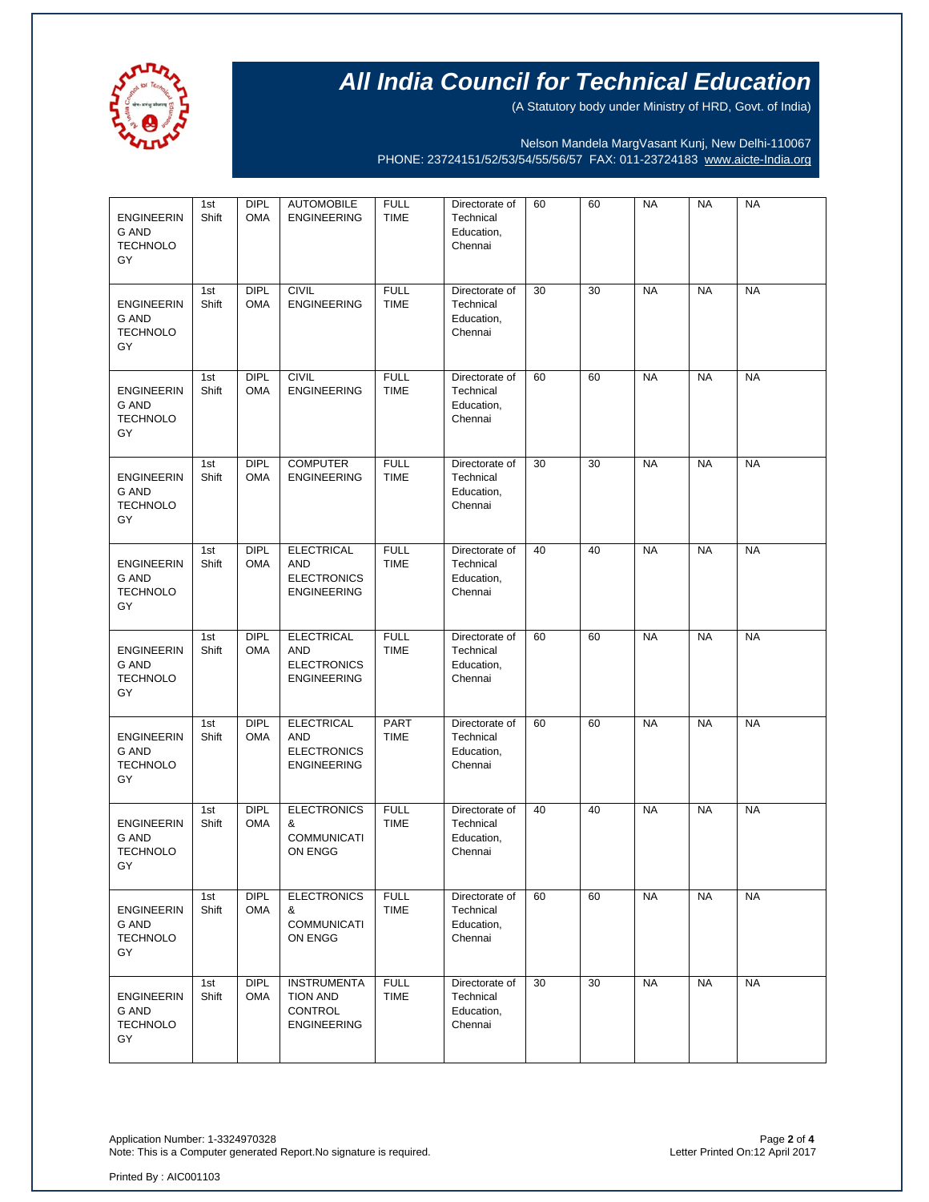# All India Council for Technical Education

(A Statutory body under Ministry of HRD, Govt. of India)

Nelson Mandela MargVasant Kunj, New Delhi-110067
PHONE: 23724151/52/53/54/55/56/57 FAX: 011-23724183 www.aicte-India.org

| | | | | | | | | | | |
|---|---|---|---|---|---|---|---|---|---|---|
| ENGINEERING AND TECHNOLOGY | 1st Shift | DIPLOMA | AUTOMOBILE ENGINEERING | FULL TIME | Directorate of Technical Education, Chennai | 60 | 60 | NA | NA | NA |
| ENGINEERING AND TECHNOLOGY | 1st Shift | DIPLOMA | CIVIL ENGINEERING | FULL TIME | Directorate of Technical Education, Chennai | 30 | 30 | NA | NA | NA |
| ENGINEERING AND TECHNOLOGY | 1st Shift | DIPLOMA | CIVIL ENGINEERING | FULL TIME | Directorate of Technical Education, Chennai | 60 | 60 | NA | NA | NA |
| ENGINEERING AND TECHNOLOGY | 1st Shift | DIPLOMA | COMPUTER ENGINEERING | FULL TIME | Directorate of Technical Education, Chennai | 30 | 30 | NA | NA | NA |
| ENGINEERING AND TECHNOLOGY | 1st Shift | DIPLOMA | ELECTRICAL AND ELECTRONICS ENGINEERING | FULL TIME | Directorate of Technical Education, Chennai | 40 | 40 | NA | NA | NA |
| ENGINEERING AND TECHNOLOGY | 1st Shift | DIPLOMA | ELECTRICAL AND ELECTRONICS ENGINEERING | FULL TIME | Directorate of Technical Education, Chennai | 60 | 60 | NA | NA | NA |
| ENGINEERING AND TECHNOLOGY | 1st Shift | DIPLOMA | ELECTRICAL AND ELECTRONICS ENGINEERING | PART TIME | Directorate of Technical Education, Chennai | 60 | 60 | NA | NA | NA |
| ENGINEERING AND TECHNOLOGY | 1st Shift | DIPLOMA | ELECTRONICS & COMMUNICATION ENGG | FULL TIME | Directorate of Technical Education, Chennai | 40 | 40 | NA | NA | NA |
| ENGINEERING AND TECHNOLOGY | 1st Shift | DIPLOMA | ELECTRONICS & COMMUNICATION ENGG | FULL TIME | Directorate of Technical Education, Chennai | 60 | 60 | NA | NA | NA |
| ENGINEERING AND TECHNOLOGY | 1st Shift | DIPLOMA | INSTRUMENTATION AND CONTROL ENGINEERING | FULL TIME | Directorate of Technical Education, Chennai | 30 | 30 | NA | NA | NA |

Application Number: 1-3324970328
Note: This is a Computer generated Report.No signature is required.

Letter Printed On:12 April 2017

Printed By : AIC001103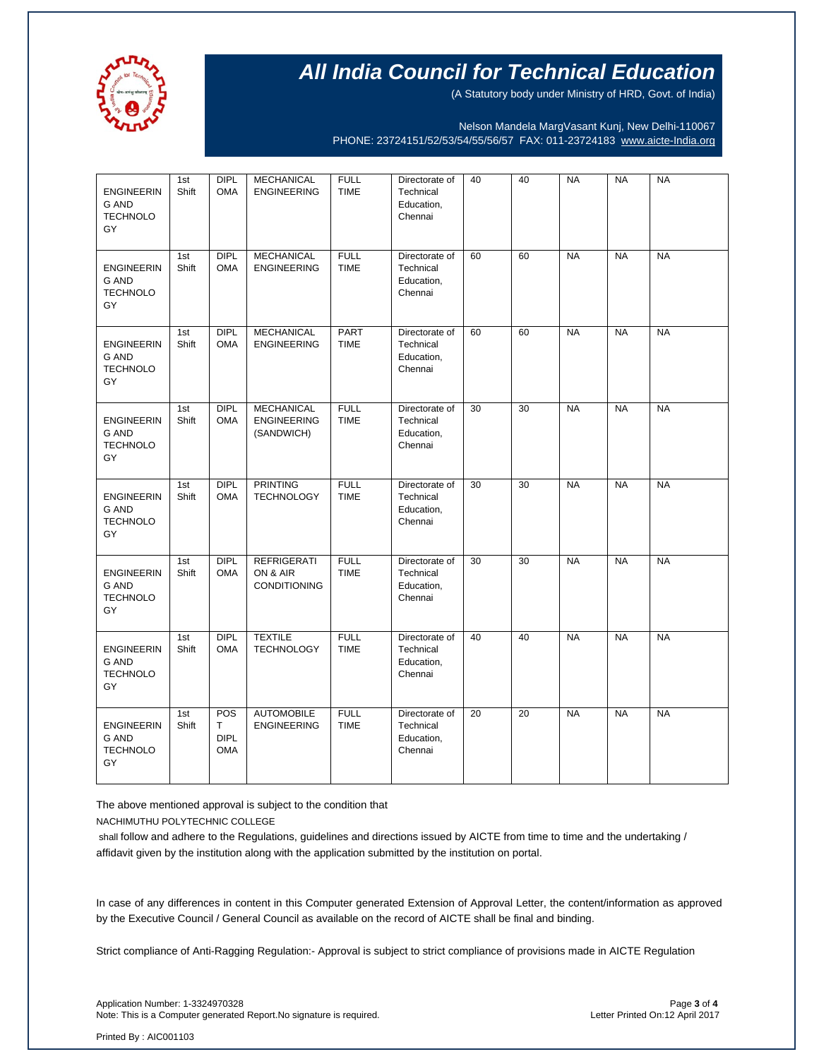# All India Council for Technical Education

(A Statutory body under Ministry of HRD, Govt. of India)

Nelson Mandela MargVasant Kunj, New Delhi-110067
PHONE: 23724151/52/53/54/55/56/57 FAX: 011-23724183 www.aicte-India.org

| | | | | | | | | | | |
|---|---|---|---|---|---|---|---|---|---|---|
| ENGINEERING AND TECHNOLOGY | 1st Shift | DIPLOMA | MECHANICAL ENGINEERING | FULL TIME | Directorate of Technical Education, Chennai | 40 | 40 | NA | NA | NA |
| ENGINEERING AND TECHNOLOGY | 1st Shift | DIPLOMA | MECHANICAL ENGINEERING | FULL TIME | Directorate of Technical Education, Chennai | 60 | 60 | NA | NA | NA |
| ENGINEERING AND TECHNOLOGY | 1st Shift | DIPLOMA | MECHANICAL ENGINEERING | PART TIME | Directorate of Technical Education, Chennai | 60 | 60 | NA | NA | NA |
| ENGINEERING AND TECHNOLOGY | 1st Shift | DIPLOMA | MECHANICAL ENGINEERING (SANDWICH) | FULL TIME | Directorate of Technical Education, Chennai | 30 | 30 | NA | NA | NA |
| ENGINEERING AND TECHNOLOGY | 1st Shift | DIPLOMA | PRINTING TECHNOLOGY | FULL TIME | Directorate of Technical Education, Chennai | 30 | 30 | NA | NA | NA |
| ENGINEERING AND TECHNOLOGY | 1st Shift | DIPLOMA | REFRIGERATION & AIR CONDITIONING | FULL TIME | Directorate of Technical Education, Chennai | 30 | 30 | NA | NA | NA |
| ENGINEERING AND TECHNOLOGY | 1st Shift | DIPLOMA | TEXTILE TECHNOLOGY | FULL TIME | Directorate of Technical Education, Chennai | 40 | 40 | NA | NA | NA |
| ENGINEERING AND TECHNOLOGY | 1st Shift | POST DIPLOMA | AUTOMOBILE ENGINEERING | FULL TIME | Directorate of Technical Education, Chennai | 20 | 20 | NA | NA | NA |

The above mentioned approval is subject to the condition that

NACHIMUTHU POLYTECHNIC COLLEGE

shall follow and adhere to the Regulations, guidelines and directions issued by AICTE from time to time and the undertaking / affidavit given by the institution along with the application submitted by the institution on portal.

In case of any differences in content in this Computer generated Extension of Approval Letter, the content/information as approved by the Executive Council / General Council as available on the record of AICTE shall be final and binding.

Strict compliance of Anti-Ragging Regulation:- Approval is subject to strict compliance of provisions made in AICTE Regulation

Application Number: 1-3324970328
Note: This is a Computer generated Report.No signature is required.

Letter Printed On:12 April 2017

Printed By : AIC001103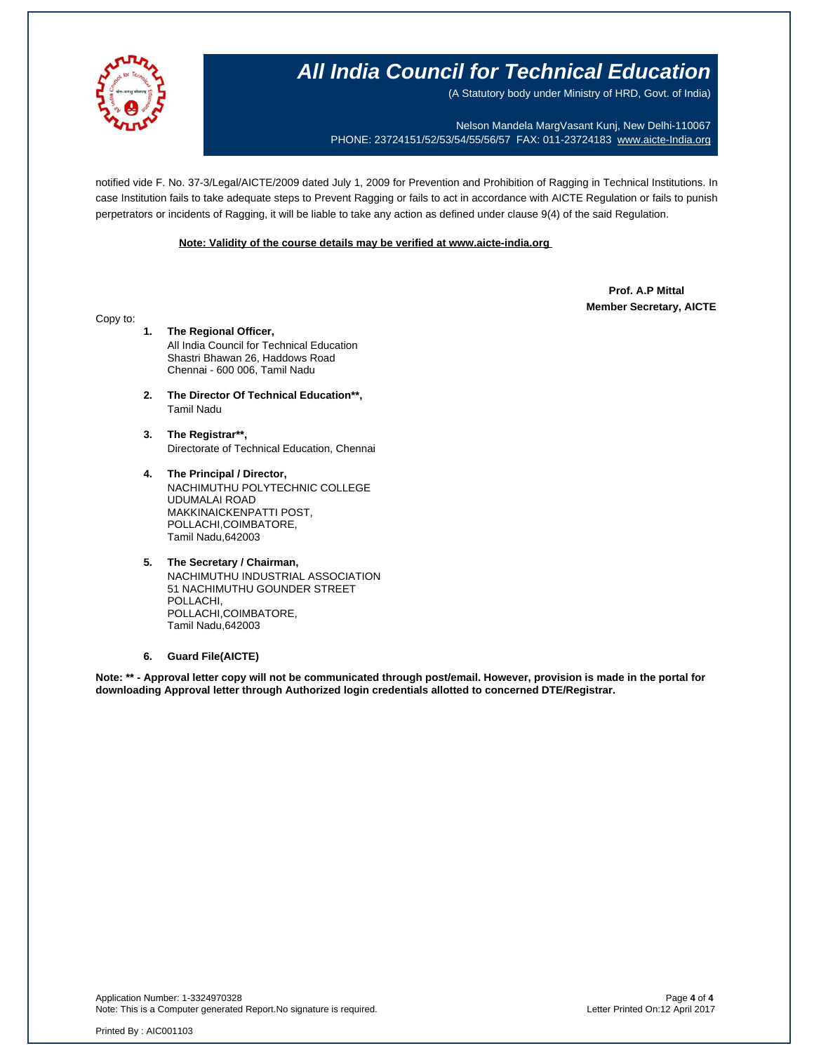notified vide F. No. 37-3/Legal/AICTE/2009 dated July 1, 2009 for Prevention and Prohibition of Ragging in Technical Institutions. In case Institution fails to take adequate steps to Prevent Ragging or fails to act in accordance with AICTE Regulation or fails to punish perpetrators or incidents of Ragging, it will be liable to take any action as defined under clause 9(4) of the said Regulation.

**Note: Validity of the course details may be verified at www.aicte-india.org**

**Prof. A.P Mittal**
**Member Secretary, AICTE**

Copy to:

1. **The Regional Officer,**
   All India Council for Technical Education
   Shastri Bhawan 26, Haddows Road
   Chennai - 600 006, Tamil Nadu

2. **The Director Of Technical Education\*\*,**
   Tamil Nadu

3. **The Registrar\*\*,**
   Directorate of Technical Education, Chennai

4. **The Principal / Director,**
   NACHIMUTHU POLYTECHNIC COLLEGE
   UDUMALAI ROAD
   MAKKINAICKENPATTI POST,
   POLLACHI,COIMBATORE,
   Tamil Nadu,642003

5. **The Secretary / Chairman,**
   NACHIMUTHU INDUSTRIAL ASSOCIATION
   51 NACHIMUTHU GOUNDER STREET
   POLLACHI,
   POLLACHI,COIMBATORE,
   Tamil Nadu,642003

6. **Guard File(AICTE)**

**Note: \*\* - Approval letter copy will not be communicated through post/email. However, provision is made in the portal for downloading Approval letter through Authorized login credentials allotted to concerned DTE/Registrar.**

Application Number: 1-3324970328
Note: This is a Computer generated Report.No signature is required.

Letter Printed On:12 April 2017

Printed By : AIC001103